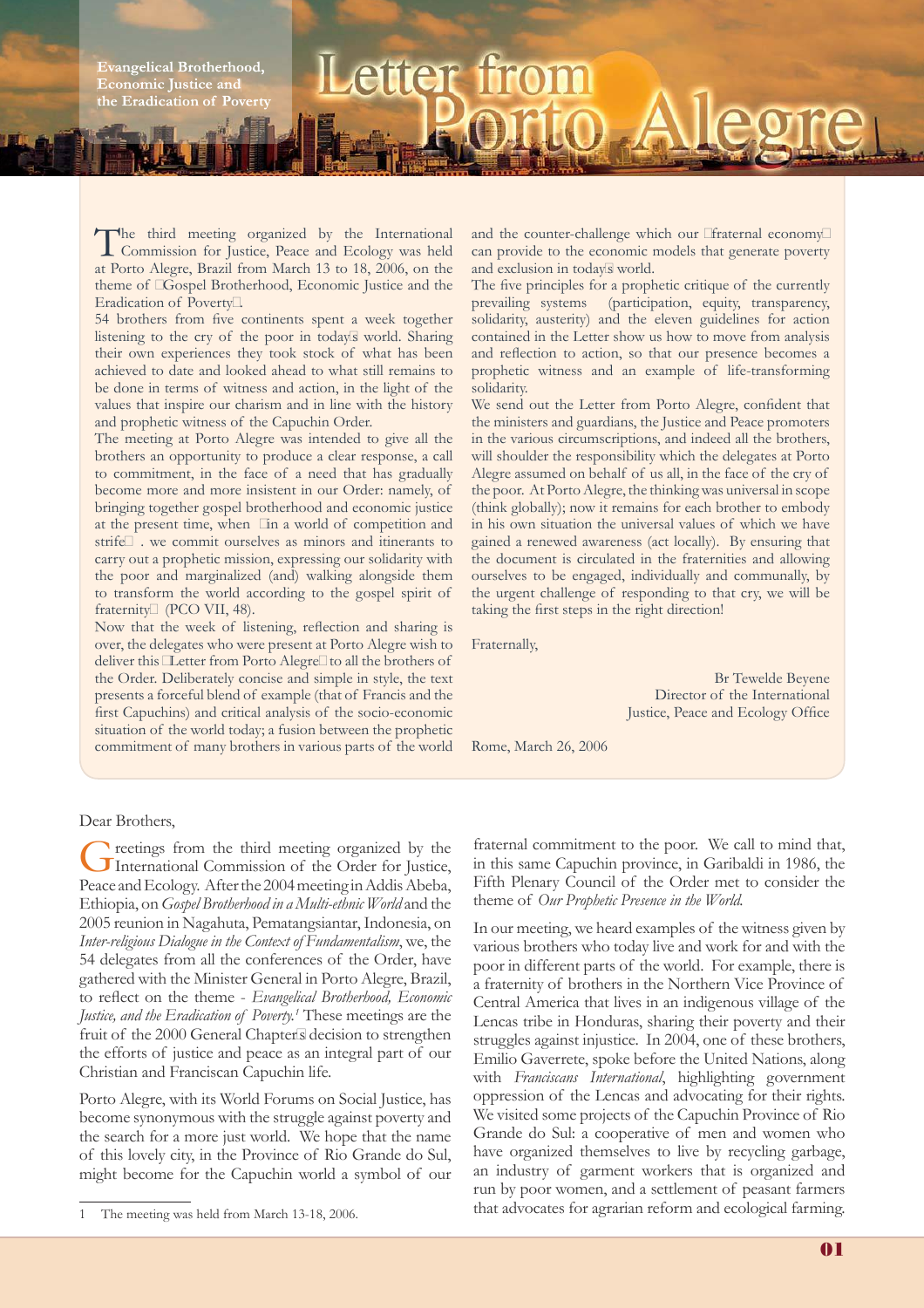Evangelical Brotherhood, Economic Justice and the Eradication of Poverty

# Letter from Porto Alegre

The third meeting organized by the International Commission for Justice, Peace and Ecology was held at Porto Alegre, Brazil from March 13 to 18, 2006, on the theme of Gospel Brotherhood, Economic Justice and the Eradication of Poverty.

54 brothers from five continents spent a week together listening to the cry of the poor in today's world. Sharing their own experiences they took stock of what has been achieved to date and looked ahead to what still remains to be done in terms of witness and action, in the light of the values that inspire our charism and in line with the history and prophetic witness of the Capuchin Order.

The meeting at Porto Alegre was intended to give all the brothers an opportunity to produce a clear response, a call to commitment, in the face of a need that has gradually become more and more insistent in our Order: namely, of bringing together gospel brotherhood and economic justice at the present time, when in a world of competition and strife . we commit ourselves as minors and itinerants to carry out a prophetic mission, expressing our solidarity with the poor and marginalized (and) walking alongside them to transform the world according to the gospel spirit of fraternity (PCO VII, 48).

Now that the week of listening, reflection and sharing is over, the delegates who were present at Porto Alegre wish to deliver this Letter from Porto Alegre to all the brothers of the Order. Deliberately concise and simple in style, the text presents a forceful blend of example (that of Francis and the first Capuchins) and critical analysis of the socio-economic situation of the world today; a fusion between the prophetic commitment of many brothers in various parts of the world and the counter-challenge which our fraternal economy can provide to the economic models that generate poverty and exclusion in today's world.

The five principles for a prophetic critique of the currently prevailing systems (participation, equity, transparency, solidarity, austerity) and the eleven guidelines for action contained in the Letter show us how to move from analysis and reflection to action, so that our presence becomes a prophetic witness and an example of life-transforming solidarity.

We send out the Letter from Porto Alegre, confident that the ministers and guardians, the Justice and Peace promoters in the various circumscriptions, and indeed all the brothers, will shoulder the responsibility which the delegates at Porto Alegre assumed on behalf of us all, in the face of the cry of the poor. At Porto Alegre, the thinking was universal in scope (think globally); now it remains for each brother to embody in his own situation the universal values of which we have gained a renewed awareness (act locally). By ensuring that the document is circulated in the fraternities and allowing ourselves to be engaged, individually and communally, by the urgent challenge of responding to that cry, we will be taking the first steps in the right direction!

Fraternally,

Br Tewelde Beyene
Director of the International
Justice, Peace and Ecology Office

Rome, March 26, 2006

Dear Brothers,

Greetings from the third meeting organized by the International Commission of the Order for Justice, Peace and Ecology. After the 2004 meeting in Addis Abeba, Ethiopia, on *Gospel Brotherhood in a Multi-ethnic World* and the 2005 reunion in Nagahuta, Pematangsiantar, Indonesia, on *Inter-religious Dialogue in the Context of Fundamentalism*, we, the 54 delegates from all the conferences of the Order, have gathered with the Minister General in Porto Alegre, Brazil, to reflect on the theme - *Evangelical Brotherhood, Economic Justice, and the Eradication of Poverty.*[1] These meetings are the fruit of the 2000 General Chapter's decision to strengthen the efforts of justice and peace as an integral part of our Christian and Franciscan Capuchin life.

Porto Alegre, with its World Forums on Social Justice, has become synonymous with the struggle against poverty and the search for a more just world. We hope that the name of this lovely city, in the Province of Rio Grande do Sul, might become for the Capuchin world a symbol of our fraternal commitment to the poor. We call to mind that, in this same Capuchin province, in Garibaldi in 1986, the Fifth Plenary Council of the Order met to consider the theme of *Our Prophetic Presence in the World.*

In our meeting, we heard examples of the witness given by various brothers who today live and work for and with the poor in different parts of the world. For example, there is a fraternity of brothers in the Northern Vice Province of Central America that lives in an indigenous village of the Lencas tribe in Honduras, sharing their poverty and their struggles against injustice. In 2004, one of these brothers, Emilio Gaverrete, spoke before the United Nations, along with *Franciscans International*, highlighting government oppression of the Lencas and advocating for their rights. We visited some projects of the Capuchin Province of Rio Grande do Sul: a cooperative of men and women who have organized themselves to live by recycling garbage, an industry of garment workers that is organized and run by poor women, and a settlement of peasant farmers that advocates for agrarian reform and ecological farming.

---

1 The meeting was held from March 13-18, 2006.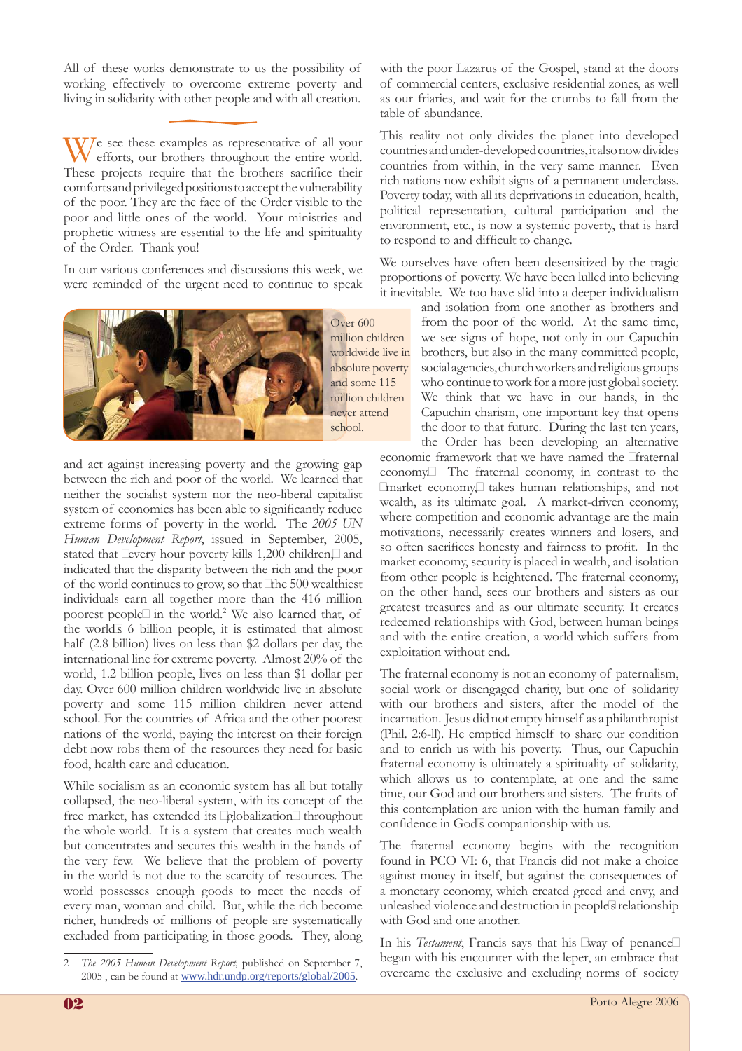All of these works demonstrate to us the possibility of working effectively to overcome extreme poverty and living in solidarity with other people and with all creation.

We see these examples as representative of all your efforts, our brothers throughout the entire world. These projects require that the brothers sacrifice their comforts and privileged positions to accept the vulnerability of the poor. They are the face of the Order visible to the poor and little ones of the world. Your ministries and prophetic witness are essential to the life and spirituality of the Order. Thank you!

In our various conferences and discussions this week, we were reminded of the urgent need to continue to speak and act against increasing poverty and the growing gap between the rich and poor of the world. We learned that neither the socialist system nor the neo-liberal capitalist system of economics has been able to significantly reduce extreme forms of poverty in the world. The *2005 UN Human Development Report*, issued in September, 2005, stated that "every hour poverty kills 1,200 children," and indicated that the disparity between the rich and the poor of the world continues to grow, so that "the 500 wealthiest individuals earn all together more than the 416 million poorest people" in the world.[2] We also learned that, of the world's 6 billion people, it is estimated that almost half (2.8 billion) lives on less than $2 dollars per day, the international line for extreme poverty. Almost 20% of the world, 1.2 billion people, lives on less than $1 dollar per day. Over 600 million children worldwide live in absolute poverty and some 115 million children never attend school. For the countries of Africa and the other poorest nations of the world, paying the interest on their foreign debt now robs them of the resources they need for basic food, health care and education.

Over 600 million children worldwide live in absolute poverty and some 115 million children never attend school.

While socialism as an economic system has all but totally collapsed, the neo-liberal system, with its concept of the free market, has extended its "globalization" throughout the whole world. It is a system that creates much wealth but concentrates and secures this wealth in the hands of the very few. We believe that the problem of poverty in the world is not due to the scarcity of resources. The world possesses enough goods to meet the needs of every man, woman and child. But, while the rich become richer, hundreds of millions of people are systematically excluded from participating in those goods. They, along with the poor Lazarus of the Gospel, stand at the doors of commercial centers, exclusive residential zones, as well as our friaries, and wait for the crumbs to fall from the table of abundance.

This reality not only divides the planet into developed countries and under-developed countries, it also now divides countries from within, in the very same manner. Even rich nations now exhibit signs of a permanent underclass. Poverty today, with all its deprivations in education, health, political representation, cultural participation and the environment, etc., is now a systemic poverty, that is hard to respond to and difficult to change.

We ourselves have often been desensitized by the tragic proportions of poverty. We have been lulled into believing it inevitable. We too have slid into a deeper individualism and isolation from one another as brothers and from the poor of the world. At the same time, we see signs of hope, not only in our Capuchin brothers, but also in the many committed people, social agencies, church workers and religious groups who continue to work for a more just global society. We think that we have in our hands, in the Capuchin charism, one important key that opens the door to that future. During the last ten years, the Order has been developing an alternative economic framework that we have named the "fraternal economy." The fraternal economy, in contrast to the "market economy," takes human relationships, and not wealth, as its ultimate goal. A market-driven economy, where competition and economic advantage are the main motivations, necessarily creates winners and losers, and so often sacrifices honesty and fairness to profit. In the market economy, security is placed in wealth, and isolation from other people is heightened. The fraternal economy, on the other hand, sees our brothers and sisters as our greatest treasures and as our ultimate security. It creates redeemed relationships with God, between human beings and with the entire creation, a world which suffers from exploitation without end.

The fraternal economy is not an economy of paternalism, social work or disengaged charity, but one of solidarity with our brothers and sisters, after the model of the incarnation. Jesus did not empty himself as a philanthropist (Phil. 2:6-ll). He emptied himself to share our condition and to enrich us with his poverty. Thus, our Capuchin fraternal economy is ultimately a spirituality of solidarity, which allows us to contemplate, at one and the same time, our God and our brothers and sisters. The fruits of this contemplation are union with the human family and confidence in God's companionship with us.

The fraternal economy begins with the recognition found in PCO VI: 6, that Francis did not make a choice against money in itself, but against the consequences of a monetary economy, which created greed and envy, and unleashed violence and destruction in people's relationship with God and one another.

In his *Testament*, Francis says that his "way of penance" began with his encounter with the leper, an embrace that overcame the exclusive and excluding norms of society

---

2 *The 2005 Human Development Report,* published on September 7, 2005 , can be found at www.hdr.undp.org/reports/global/2005.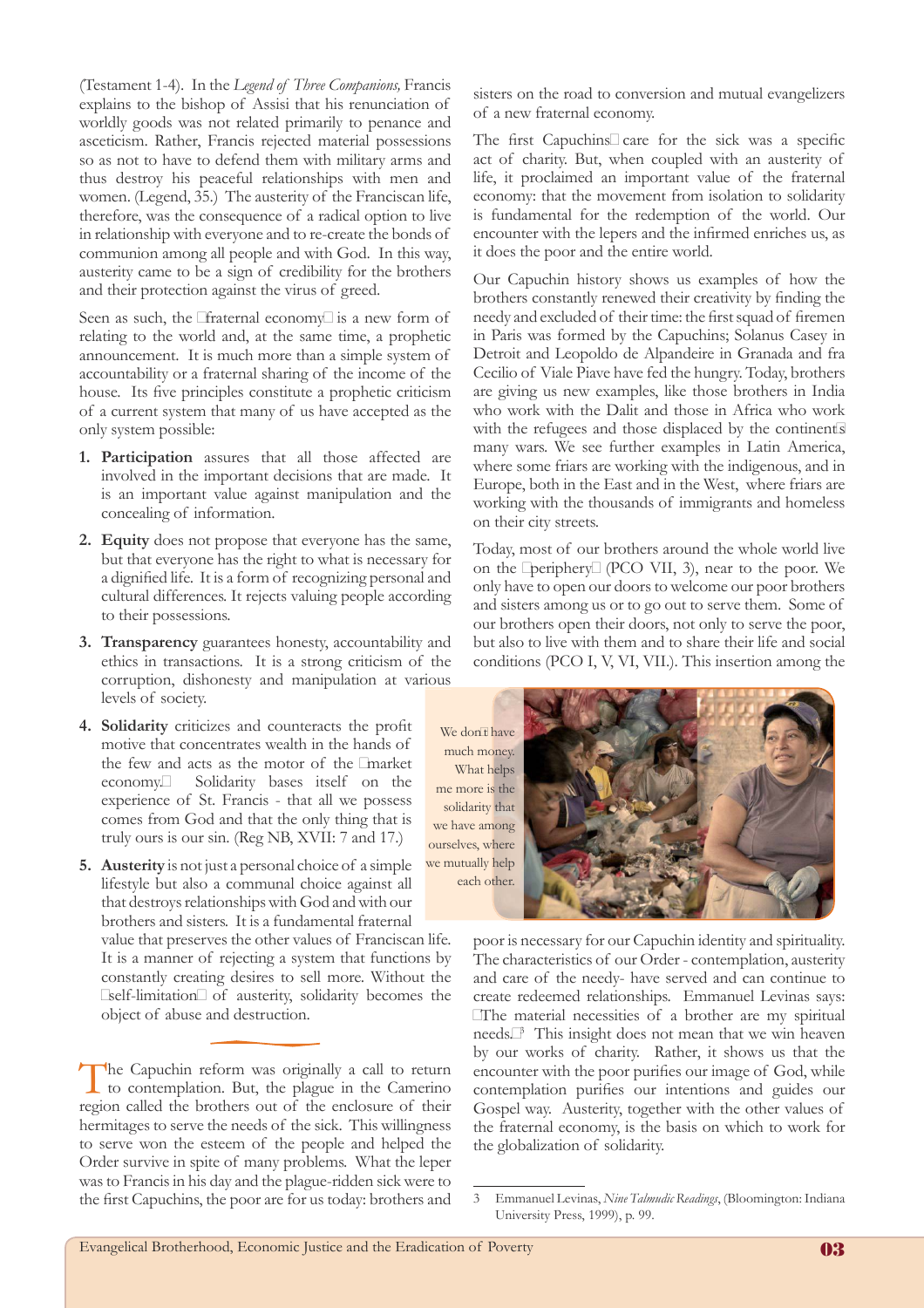(Testament 1-4). In the *Legend of Three Companions,* Francis explains to the bishop of Assisi that his renunciation of worldly goods was not related primarily to penance and asceticism. Rather, Francis rejected material possessions so as not to have to defend them with military arms and thus destroy his peaceful relationships with men and women. (Legend, 35.) The austerity of the Franciscan life, therefore, was the consequence of a radical option to live in relationship with everyone and to re-create the bonds of communion among all people and with God. In this way, austerity came to be a sign of credibility for the brothers and their protection against the virus of greed.

Seen as such, the "fraternal economy" is a new form of relating to the world and, at the same time, a prophetic announcement. It is much more than a simple system of accountability or a fraternal sharing of the income of the house. Its five principles constitute a prophetic criticism of a current system that many of us have accepted as the only system possible:

1. **Participation** assures that all those affected are involved in the important decisions that are made. It is an important value against manipulation and the concealing of information.
2. **Equity** does not propose that everyone has the same, but that everyone has the right to what is necessary for a dignified life. It is a form of recognizing personal and cultural differences. It rejects valuing people according to their possessions.
3. **Transparency** guarantees honesty, accountability and ethics in transactions. It is a strong criticism of the corruption, dishonesty and manipulation at various levels of society.
4. **Solidarity** criticizes and counteracts the profit motive that concentrates wealth in the hands of the few and acts as the motor of the "market economy." Solidarity bases itself on the experience of St. Francis - that all we possess comes from God and that the only thing that is truly ours is our sin. (Reg NB, XVII: 7 and 17.)
5. **Austerity** is not just a personal choice of a simple lifestyle but also a communal choice against all that destroys relationships with God and with our brothers and sisters. It is a fundamental fraternal value that preserves the other values of Franciscan life. It is a manner of rejecting a system that functions by constantly creating desires to sell more. Without the "self-limitation" of austerity, solidarity becomes the object of abuse and destruction.

The Capuchin reform was originally a call to return to contemplation. But, the plague in the Camerino region called the brothers out of the enclosure of their hermitages to serve the needs of the sick. This willingness to serve won the esteem of the people and helped the Order survive in spite of many problems. What the leper was to Francis in his day and the plague-ridden sick were to the first Capuchins, the poor are for us today: brothers and sisters on the road to conversion and mutual evangelizers of a new fraternal economy.

The first Capuchins' care for the sick was a specific act of charity. But, when coupled with an austerity of life, it proclaimed an important value of the fraternal economy: that the movement from isolation to solidarity is fundamental for the redemption of the world. Our encounter with the lepers and the infirmed enriches us, as it does the poor and the entire world.

Our Capuchin history shows us examples of how the brothers constantly renewed their creativity by finding the needy and excluded of their time: the first squad of firemen in Paris was formed by the Capuchins; Solanus Casey in Detroit and Leopoldo de Alpandeire in Granada and fra Cecilio of Viale Piave have fed the hungry. Today, brothers are giving us new examples, like those brothers in India who work with the Dalit and those in Africa who work with the refugees and those displaced by the continent's many wars. We see further examples in Latin America, where some friars are working with the indigenous, and in Europe, both in the East and in the West, where friars are working with the thousands of immigrants and homeless on their city streets.

Today, most of our brothers around the whole world live on the "periphery" (PCO VII, 3), near to the poor. We only have to open our doors to welcome our poor brothers and sisters among us or to go out to serve them. Some of our brothers open their doors, not only to serve the poor, but also to live with them and to share their life and social conditions (PCO I, V, VI, VII.). This insertion among the poor is necessary for our Capuchin identity and spirituality. The characteristics of our Order - contemplation, austerity and care of the needy- have served and can continue to create redeemed relationships. Emmanuel Levinas says: "The material necessities of a brother are my spiritual needs."[3] This insight does not mean that we win heaven by our works of charity. Rather, it shows us that the encounter with the poor purifies our image of God, while contemplation purifies our intentions and guides our Gospel way. Austerity, together with the other values of the fraternal economy, is the basis on which to work for the globalization of solidarity.

We don't have much money. What helps me more is the solidarity that we have among ourselves, where we mutually help each other.

3 Emmanuel Levinas, *Nine Talmudic Readings*, (Bloomington: Indiana University Press, 1999), p. 99.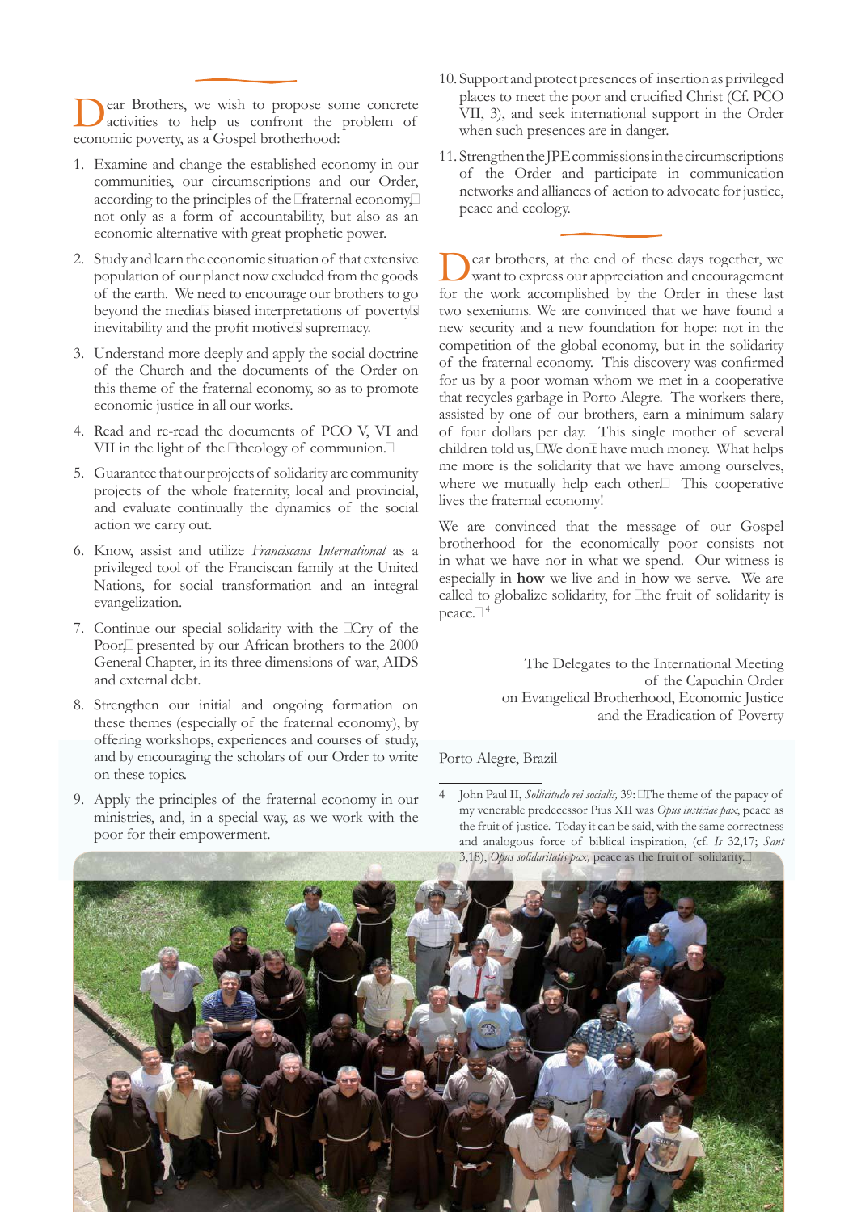Dear Brothers, we wish to propose some concrete activities to help us confront the problem of economic poverty, as a Gospel brotherhood:

1. Examine and change the established economy in our communities, our circumscriptions and our Order, according to the principles of the "fraternal economy," not only as a form of accountability, but also as an economic alternative with great prophetic power.
2. Study and learn the economic situation of that extensive population of our planet now excluded from the goods of the earth. We need to encourage our brothers to go beyond the media's biased interpretations of poverty's inevitability and the profit motive's supremacy.
3. Understand more deeply and apply the social doctrine of the Church and the documents of the Order on this theme of the fraternal economy, so as to promote economic justice in all our works.
4. Read and re-read the documents of PCO V, VI and VII in the light of the "theology of communion."
5. Guarantee that our projects of solidarity are community projects of the whole fraternity, local and provincial, and evaluate continually the dynamics of the social action we carry out.
6. Know, assist and utilize *Franciscans International* as a privileged tool of the Franciscan family at the United Nations, for social transformation and an integral evangelization.
7. Continue our special solidarity with the "Cry of the Poor," presented by our African brothers to the 2000 General Chapter, in its three dimensions of war, AIDS and external debt.
8. Strengthen our initial and ongoing formation on these themes (especially of the fraternal economy), by offering workshops, experiences and courses of study, and by encouraging the scholars of our Order to write on these topics.
9. Apply the principles of the fraternal economy in our ministries, and, in a special way, as we work with the poor for their empowerment.
10. Support and protect presences of insertion as privileged places to meet the poor and crucified Christ (Cf. PCO VII, 3), and seek international support in the Order when such presences are in danger.
11. Strengthen the JPE commissions in the circumscriptions of the Order and participate in communication networks and alliances of action to advocate for justice, peace and ecology.

Dear brothers, at the end of these days together, we want to express our appreciation and encouragement for the work accomplished by the Order in these last two sexeniums. We are convinced that we have found a new security and a new foundation for hope: not in the competition of the global economy, but in the solidarity of the fraternal economy. This discovery was confirmed for us by a poor woman whom we met in a cooperative that recycles garbage in Porto Alegre. The workers there, assisted by one of our brothers, earn a minimum salary of four dollars per day. This single mother of several children told us, "We don't have much money. What helps me more is the solidarity that we have among ourselves, where we mutually help each other." This cooperative lives the fraternal economy!

We are convinced that the message of our Gospel brotherhood for the economically poor consists not in what we have nor in what we spend. Our witness is especially in **how** we live and in **how** we serve. We are called to globalize solidarity, for "the fruit of solidarity is peace."[4]

The Delegates to the International Meeting
of the Capuchin Order
on Evangelical Brotherhood, Economic Justice
and the Eradication of Poverty

Porto Alegre, Brazil

---

4 John Paul II, *Sollicitudo rei socialis,* 39: "The theme of the papacy of my venerable predecessor Pius XII was *Opus iustitiae pax*, peace as the fruit of justice. Today it can be said, with the same correctness and analogous force of biblical inspiration, (cf. *Is* 32,17; *Sant* 3,18), *Opus solidaritatis pax,* peace as the fruit of solidarity."